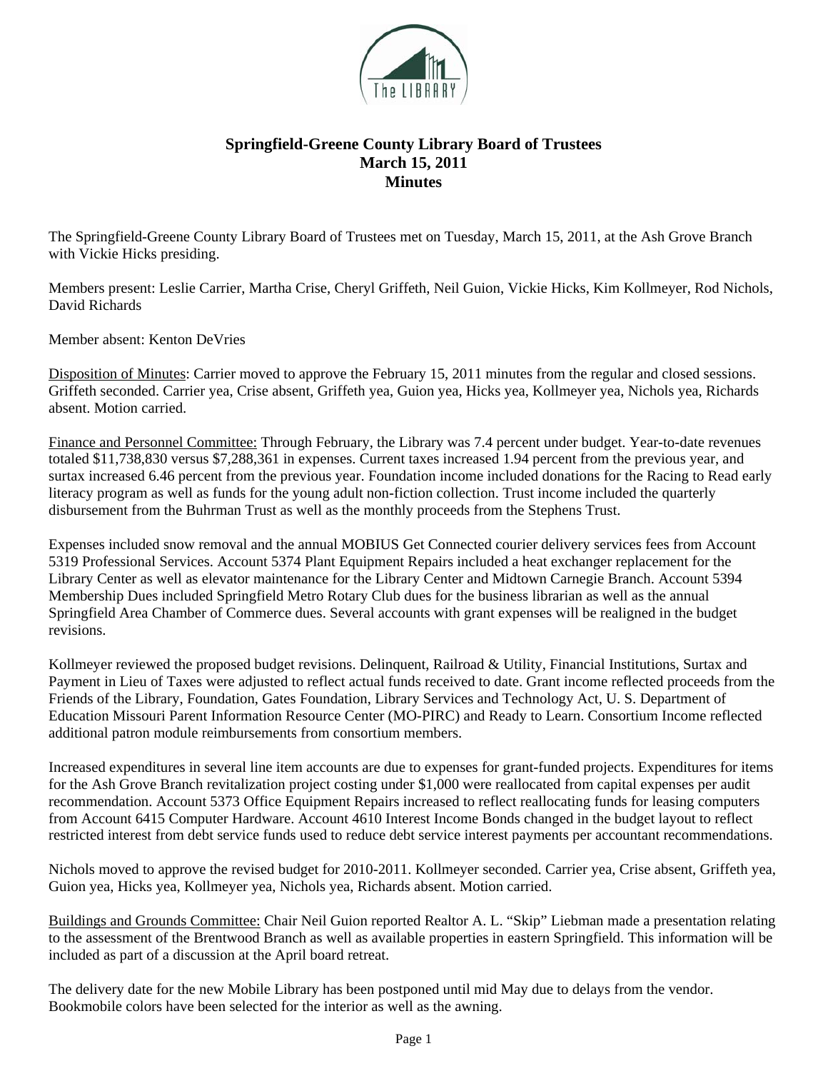# Springfield-Greene County Library Board of Trustees
## March 15, 2011
## Minutes

The Springfield-Greene County Library Board of Trustees met on Tuesday, March 15, 2011, at the Ash Grove Branch with Vickie Hicks presiding.

Members present: Leslie Carrier, Martha Crise, Cheryl Griffeth, Neil Guion, Vickie Hicks, Kim Kollmeyer, Rod Nichols, David Richards

Member absent: Kenton DeVries

Disposition of Minutes: Carrier moved to approve the February 15, 2011 minutes from the regular and closed sessions. Griffeth seconded. Carrier yea, Crise absent, Griffeth yea, Guion yea, Hicks yea, Kollmeyer yea, Nichols yea, Richards absent. Motion carried.

Finance and Personnel Committee: Through February, the Library was 7.4 percent under budget. Year-to-date revenues totaled $11,738,830 versus $7,288,361 in expenses. Current taxes increased 1.94 percent from the previous year, and surtax increased 6.46 percent from the previous year. Foundation income included donations for the Racing to Read early literacy program as well as funds for the young adult non-fiction collection. Trust income included the quarterly disbursement from the Buhrman Trust as well as the monthly proceeds from the Stephens Trust.

Expenses included snow removal and the annual MOBIUS Get Connected courier delivery services fees from Account 5319 Professional Services. Account 5374 Plant Equipment Repairs included a heat exchanger replacement for the Library Center as well as elevator maintenance for the Library Center and Midtown Carnegie Branch. Account 5394 Membership Dues included Springfield Metro Rotary Club dues for the business librarian as well as the annual Springfield Area Chamber of Commerce dues. Several accounts with grant expenses will be realigned in the budget revisions.

Kollmeyer reviewed the proposed budget revisions. Delinquent, Railroad & Utility, Financial Institutions, Surtax and Payment in Lieu of Taxes were adjusted to reflect actual funds received to date. Grant income reflected proceeds from the Friends of the Library, Foundation, Gates Foundation, Library Services and Technology Act, U. S. Department of Education Missouri Parent Information Resource Center (MO-PIRC) and Ready to Learn. Consortium Income reflected additional patron module reimbursements from consortium members.

Increased expenditures in several line item accounts are due to expenses for grant-funded projects. Expenditures for items for the Ash Grove Branch revitalization project costing under $1,000 were reallocated from capital expenses per audit recommendation. Account 5373 Office Equipment Repairs increased to reflect reallocating funds for leasing computers from Account 6415 Computer Hardware. Account 4610 Interest Income Bonds changed in the budget layout to reflect restricted interest from debt service funds used to reduce debt service interest payments per accountant recommendations.

Nichols moved to approve the revised budget for 2010-2011. Kollmeyer seconded. Carrier yea, Crise absent, Griffeth yea, Guion yea, Hicks yea, Kollmeyer yea, Nichols yea, Richards absent. Motion carried.

Buildings and Grounds Committee: Chair Neil Guion reported Realtor A. L. "Skip" Liebman made a presentation relating to the assessment of the Brentwood Branch as well as available properties in eastern Springfield. This information will be included as part of a discussion at the April board retreat.

The delivery date for the new Mobile Library has been postponed until mid May due to delays from the vendor. Bookmobile colors have been selected for the interior as well as the awning.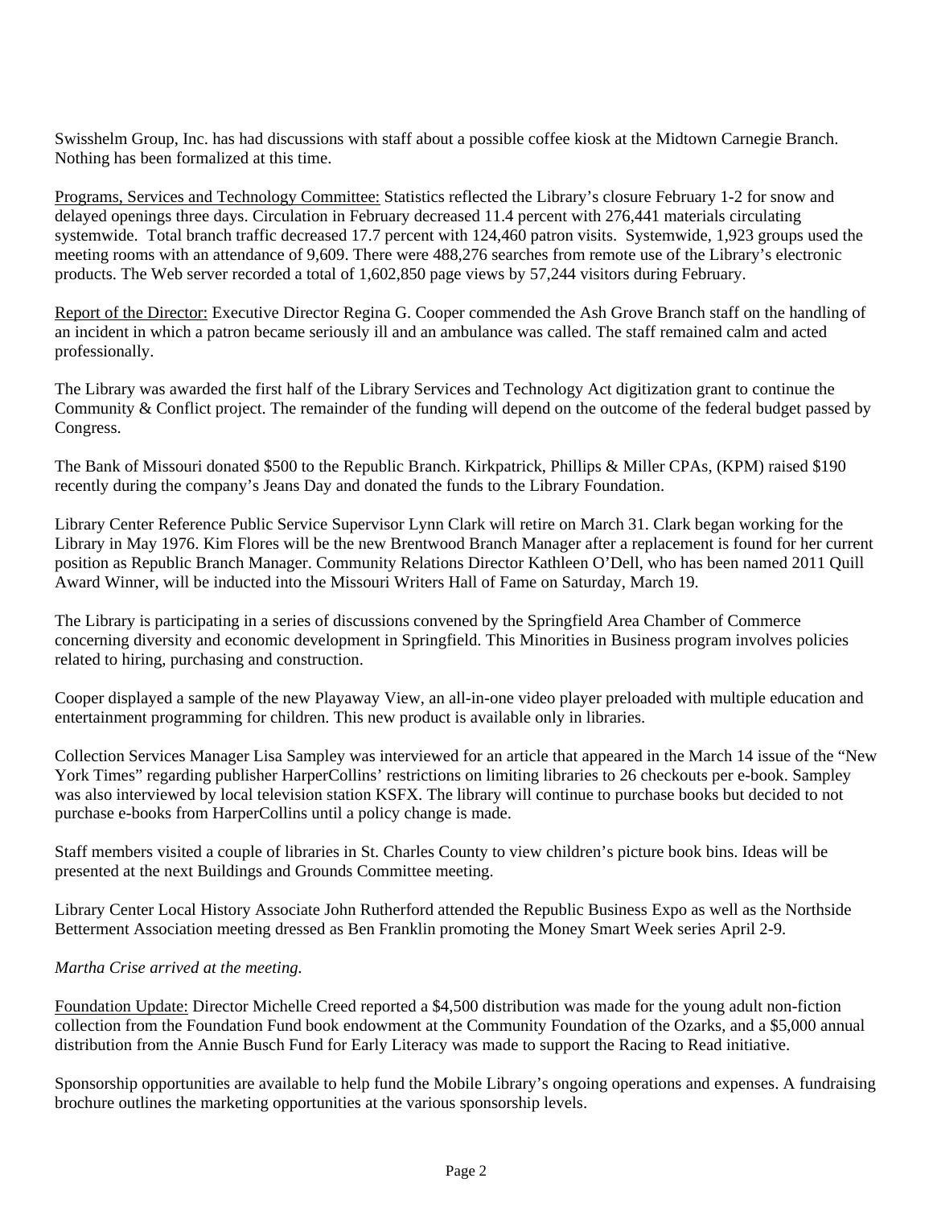Swisshelm Group, Inc. has had discussions with staff about a possible coffee kiosk at the Midtown Carnegie Branch. Nothing has been formalized at this time.

Programs, Services and Technology Committee: Statistics reflected the Library's closure February 1-2 for snow and delayed openings three days. Circulation in February decreased 11.4 percent with 276,441 materials circulating systemwide. Total branch traffic decreased 17.7 percent with 124,460 patron visits. Systemwide, 1,923 groups used the meeting rooms with an attendance of 9,609. There were 488,276 searches from remote use of the Library's electronic products. The Web server recorded a total of 1,602,850 page views by 57,244 visitors during February.

Report of the Director: Executive Director Regina G. Cooper commended the Ash Grove Branch staff on the handling of an incident in which a patron became seriously ill and an ambulance was called. The staff remained calm and acted professionally.

The Library was awarded the first half of the Library Services and Technology Act digitization grant to continue the Community & Conflict project. The remainder of the funding will depend on the outcome of the federal budget passed by Congress.

The Bank of Missouri donated $500 to the Republic Branch. Kirkpatrick, Phillips & Miller CPAs, (KPM) raised $190 recently during the company's Jeans Day and donated the funds to the Library Foundation.

Library Center Reference Public Service Supervisor Lynn Clark will retire on March 31. Clark began working for the Library in May 1976. Kim Flores will be the new Brentwood Branch Manager after a replacement is found for her current position as Republic Branch Manager. Community Relations Director Kathleen O'Dell, who has been named 2011 Quill Award Winner, will be inducted into the Missouri Writers Hall of Fame on Saturday, March 19.

The Library is participating in a series of discussions convened by the Springfield Area Chamber of Commerce concerning diversity and economic development in Springfield. This Minorities in Business program involves policies related to hiring, purchasing and construction.

Cooper displayed a sample of the new Playaway View, an all-in-one video player preloaded with multiple education and entertainment programming for children. This new product is available only in libraries.

Collection Services Manager Lisa Sampley was interviewed for an article that appeared in the March 14 issue of the "New York Times" regarding publisher HarperCollins' restrictions on limiting libraries to 26 checkouts per e-book. Sampley was also interviewed by local television station KSFX. The library will continue to purchase books but decided to not purchase e-books from HarperCollins until a policy change is made.

Staff members visited a couple of libraries in St. Charles County to view children's picture book bins. Ideas will be presented at the next Buildings and Grounds Committee meeting.

Library Center Local History Associate John Rutherford attended the Republic Business Expo as well as the Northside Betterment Association meeting dressed as Ben Franklin promoting the Money Smart Week series April 2-9.

*Martha Crise arrived at the meeting.*

Foundation Update: Director Michelle Creed reported a $4,500 distribution was made for the young adult non-fiction collection from the Foundation Fund book endowment at the Community Foundation of the Ozarks, and a $5,000 annual distribution from the Annie Busch Fund for Early Literacy was made to support the Racing to Read initiative.

Sponsorship opportunities are available to help fund the Mobile Library's ongoing operations and expenses. A fundraising brochure outlines the marketing opportunities at the various sponsorship levels.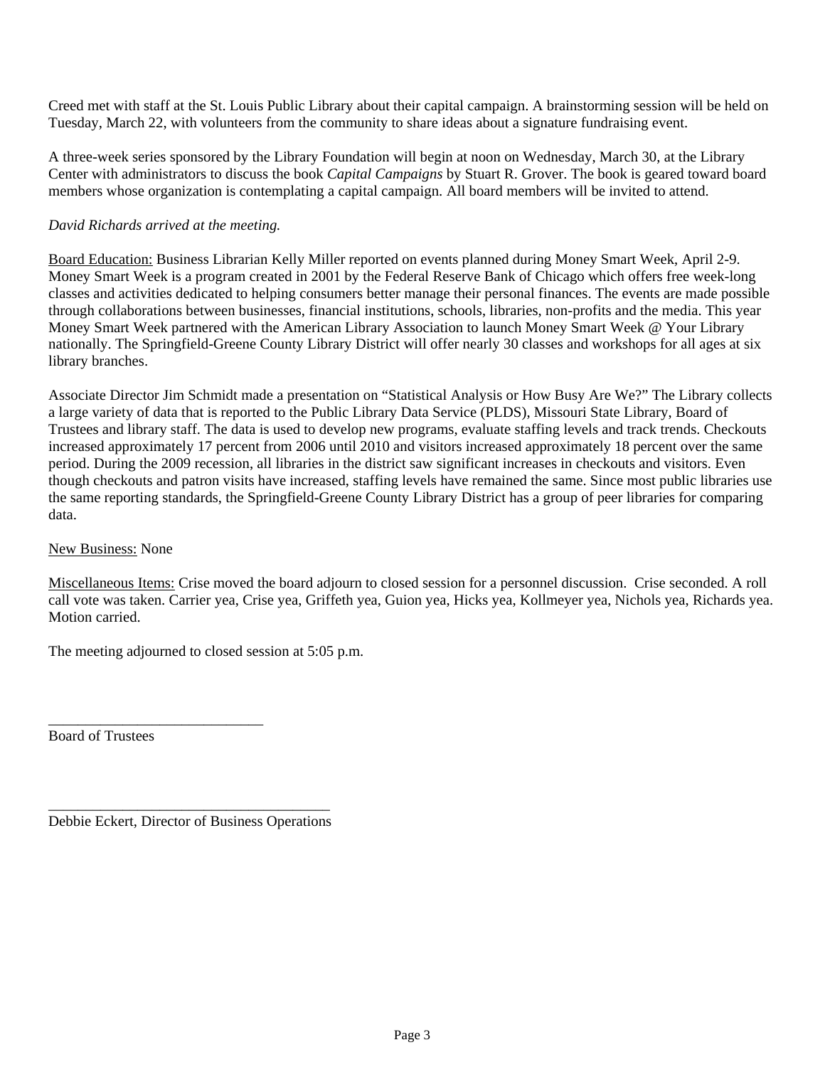Creed met with staff at the St. Louis Public Library about their capital campaign. A brainstorming session will be held on Tuesday, March 22, with volunteers from the community to share ideas about a signature fundraising event.

A three-week series sponsored by the Library Foundation will begin at noon on Wednesday, March 30, at the Library Center with administrators to discuss the book *Capital Campaigns* by Stuart R. Grover. The book is geared toward board members whose organization is contemplating a capital campaign. All board members will be invited to attend.

*David Richards arrived at the meeting.*

<u>Board Education:</u> Business Librarian Kelly Miller reported on events planned during Money Smart Week, April 2-9. Money Smart Week is a program created in 2001 by the Federal Reserve Bank of Chicago which offers free week-long classes and activities dedicated to helping consumers better manage their personal finances. The events are made possible through collaborations between businesses, financial institutions, schools, libraries, non-profits and the media. This year Money Smart Week partnered with the American Library Association to launch Money Smart Week @ Your Library nationally. The Springfield-Greene County Library District will offer nearly 30 classes and workshops for all ages at six library branches.

Associate Director Jim Schmidt made a presentation on "Statistical Analysis or How Busy Are We?" The Library collects a large variety of data that is reported to the Public Library Data Service (PLDS), Missouri State Library, Board of Trustees and library staff. The data is used to develop new programs, evaluate staffing levels and track trends. Checkouts increased approximately 17 percent from 2006 until 2010 and visitors increased approximately 18 percent over the same period. During the 2009 recession, all libraries in the district saw significant increases in checkouts and visitors. Even though checkouts and patron visits have increased, staffing levels have remained the same. Since most public libraries use the same reporting standards, the Springfield-Greene County Library District has a group of peer libraries for comparing data.

<u>New Business:</u> None

<u>Miscellaneous Items:</u> Crise moved the board adjourn to closed session for a personnel discussion. Crise seconded. A roll call vote was taken. Carrier yea, Crise yea, Griffeth yea, Guion yea, Hicks yea, Kollmeyer yea, Nichols yea, Richards yea. Motion carried.

The meeting adjourned to closed session at 5:05 p.m.

\_\_\_\_\_\_\_\_\_\_\_\_\_\_\_\_\_\_\_\_\_\_\_\_\_\_\_\_\_\_

Board of Trustees

\_\_\_\_\_\_\_\_\_\_\_\_\_\_\_\_\_\_\_\_\_\_\_\_\_\_\_\_\_\_\_\_\_\_\_\_\_\_\_

Debbie Eckert, Director of Business Operations